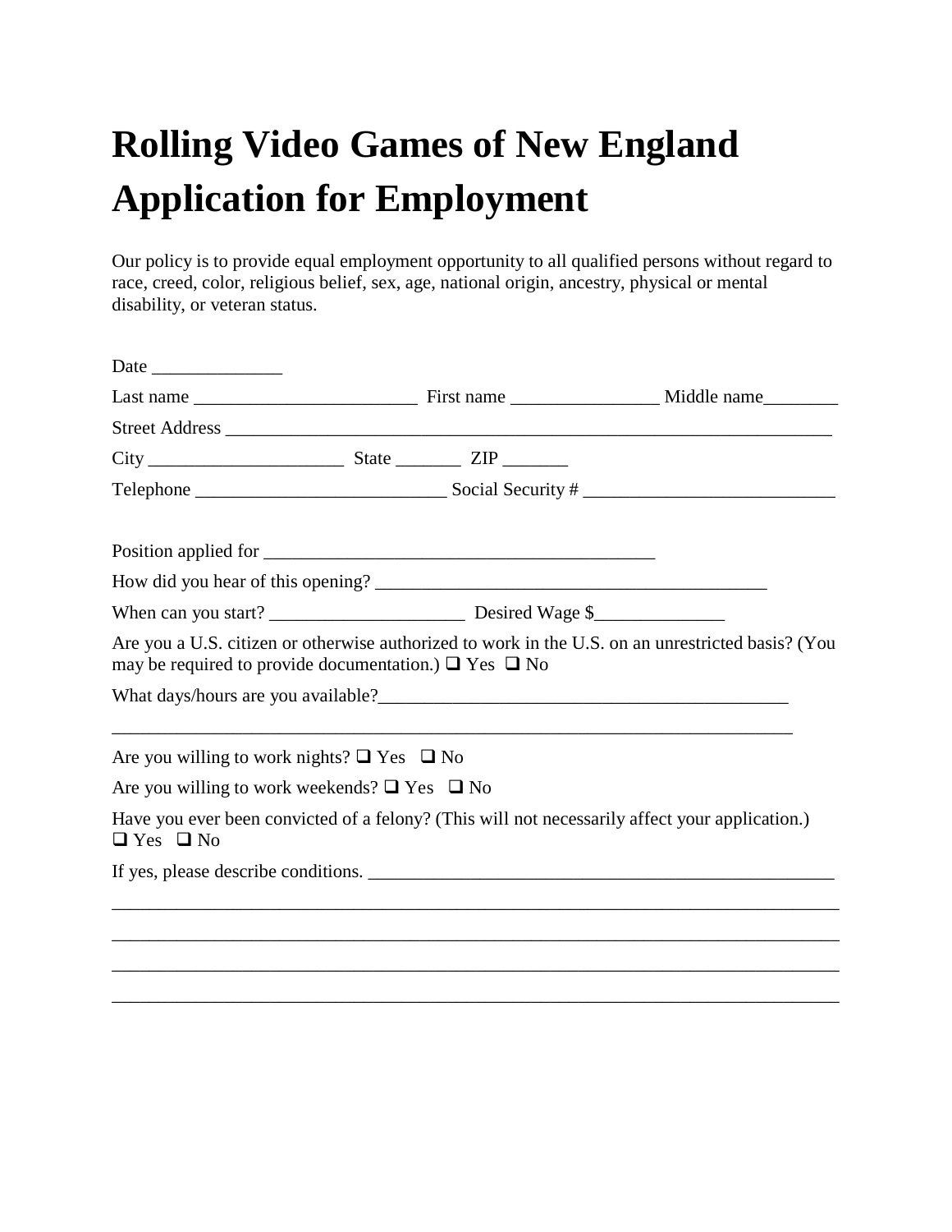# Rolling Video Games of New England Application for Employment

Our policy is to provide equal employment opportunity to all qualified persons without regard to race, creed, color, religious belief, sex, age, national origin, ancestry, physical or mental disability, or veteran status.

Date ______________

Last name ________________________ First name ________________ Middle name________

Street Address ____________________________________________________________________

City _____________________ State _______ ZIP _______

Telephone ___________________________ Social Security # ___________________________

Position applied for ___________________________________________

How did you hear of this opening? ___________________________________________

When can you start? _____________________ Desired Wage $______________

Are you a U.S. citizen or otherwise authorized to work in the U.S. on an unrestricted basis? (You may be required to provide documentation.) ❑ Yes ❑ No

What days/hours are you available?____________________________________________

___________________________________________________________________________

Are you willing to work nights? ❑ Yes ❑ No

Are you willing to work weekends? ❑ Yes ❑ No

Have you ever been convicted of a felony? (This will not necessarily affect your application.) ❑ Yes ❑ No

If yes, please describe conditions. ____________________________________________________

______________________________________________________________________________

______________________________________________________________________________

______________________________________________________________________________

______________________________________________________________________________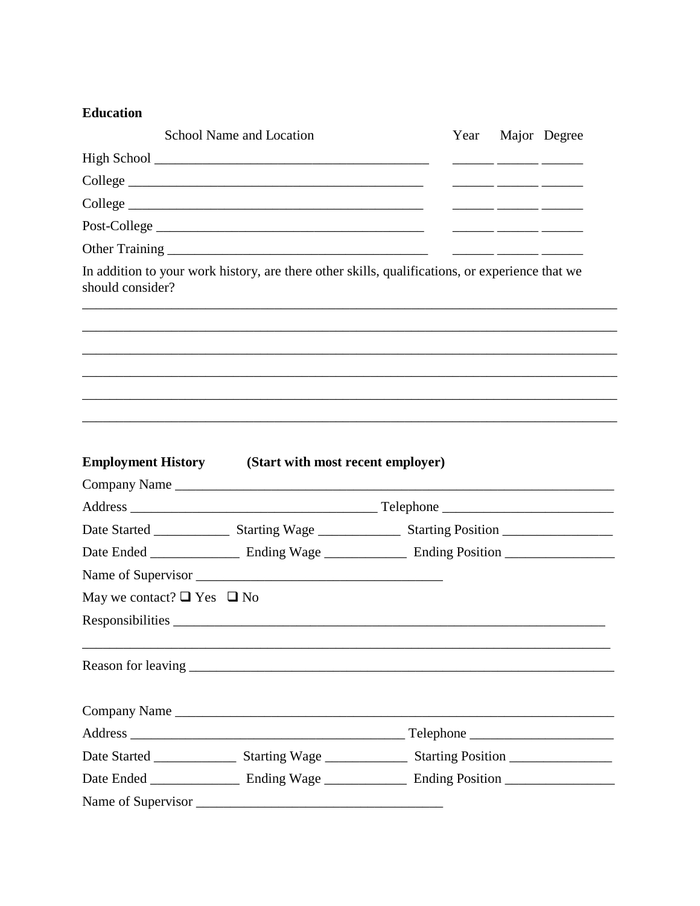**Education**

| | School Name and Location | Year | Major | Degree |
|---|---|---|---|---|
| High School | ________________________________________ | ______ | ______ | ______ |
| College | ________________________________________ | ______ | ______ | ______ |
| College | ________________________________________ | ______ | ______ | ______ |
| Post-College | ________________________________________ | ______ | ______ | ______ |
| Other Training | ________________________________________ | ______ | ______ | ______ |

In addition to your work history, are there other skills, qualifications, or experience that we should consider?

______________________________________________________________________________

______________________________________________________________________________

______________________________________________________________________________

______________________________________________________________________________

______________________________________________________________________________

______________________________________________________________________________

**Employment History (Start with most recent employer)**

Company Name ____________________________________________________________

Address ___________________________________ Telephone _________________________

Date Started ___________ Starting Wage ____________ Starting Position ________________

Date Ended _____________ Ending Wage ____________ Ending Position ________________

Name of Supervisor ___________________________________

May we contact? ❑ Yes ❑ No

Responsibilities __________________________________________________________________

______________________________________________________________________________

Reason for leaving ________________________________________________________________

Company Name ____________________________________________________________

Address ________________________________________ Telephone _____________________

Date Started ____________ Starting Wage ____________ Starting Position _______________

Date Ended _____________ Ending Wage ____________ Ending Position ________________

Name of Supervisor ___________________________________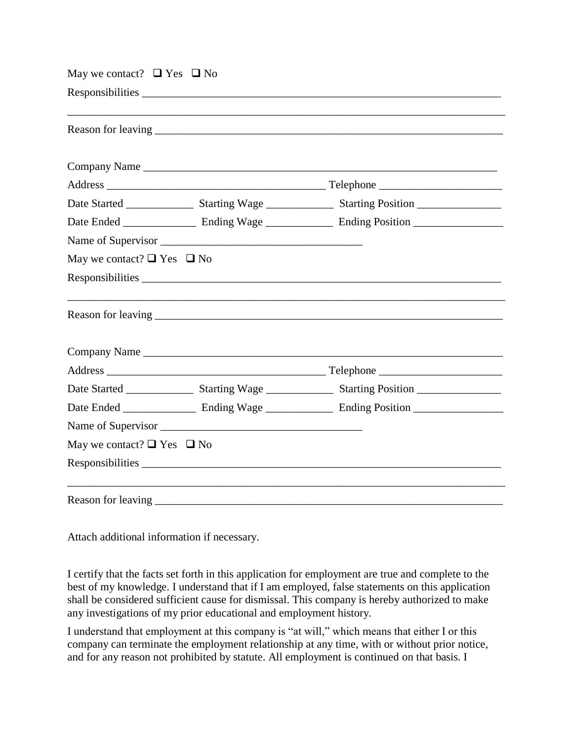May we contact? ❑ Yes ❑ No

Responsibilities ___________________________________________________________________

_____________________________________________________________________________

Reason for leaving _________________________________________________________________

Company Name ____________________________________________________________

Address ______________________________________ Telephone ______________________

Date Started ____________ Starting Wage ____________ Starting Position _______________

Date Ended _____________ Ending Wage ____________ Ending Position ________________

Name of Supervisor ___________________________________

May we contact? ❑ Yes ❑ No

Responsibilities ___________________________________________________________________

_____________________________________________________________________________

Reason for leaving _________________________________________________________________

Company Name _____________________________________________________________

Address ______________________________________ Telephone ______________________

Date Started ____________ Starting Wage ____________ Starting Position _______________

Date Ended _____________ Ending Wage ____________ Ending Position ________________

Name of Supervisor ___________________________________

May we contact? ❑ Yes ❑ No

Responsibilities ___________________________________________________________________

_____________________________________________________________________________

Reason for leaving _________________________________________________________________

Attach additional information if necessary.

I certify that the facts set forth in this application for employment are true and complete to the best of my knowledge. I understand that if I am employed, false statements on this application shall be considered sufficient cause for dismissal. This company is hereby authorized to make any investigations of my prior educational and employment history.

I understand that employment at this company is "at will," which means that either I or this company can terminate the employment relationship at any time, with or without prior notice, and for any reason not prohibited by statute. All employment is continued on that basis. I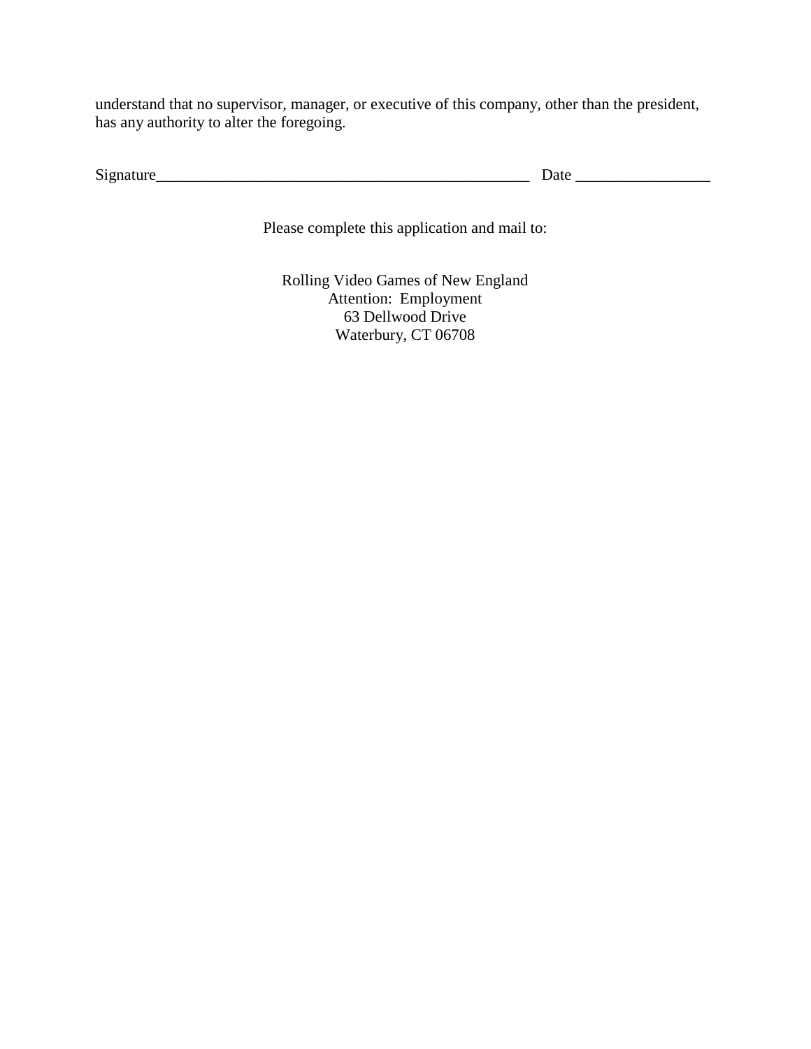understand that no supervisor, manager, or executive of this company, other than the president, has any authority to alter the foregoing.

Signature_________________________________________________ Date _________________

Please complete this application and mail to:

Rolling Video Games of New England
Attention: Employment
63 Dellwood Drive
Waterbury, CT 06708